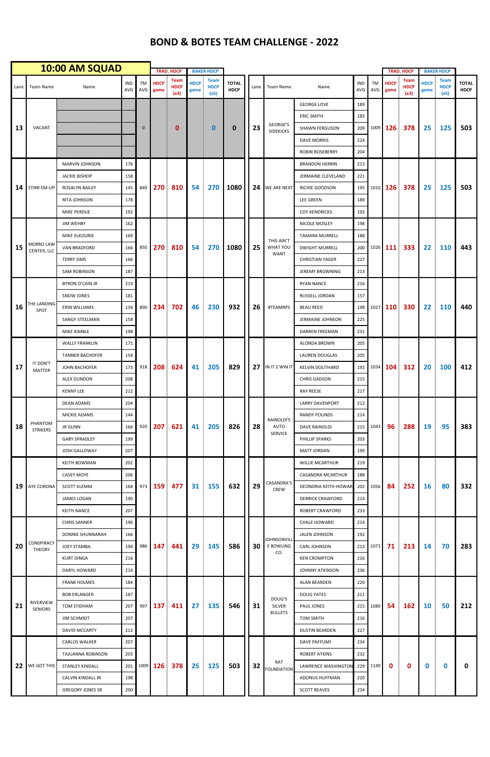# BOND & BOTES TEAM CHALLENGE - 2022

## 10:00 AM SQUAD

| Lane | Team Name | Name | IND AVG | TM AVG | TRAD. HDCP HDCP game | TRAD. HDCP Team HDCP (x3) | BAKER HDCP HDCP game | BAKER HDCP Team HDCP (x5) | TOTAL HDCP |
|---|---|---|---|---|---|---|---|---|---|
| 13 | VACANT | | | 0 | | 0 | | 0 | 0 |
| 14 | STIRR EM-UP | MARVIN JOHNSON | 176 | 849 | 270 | 810 | 54 | 270 | 1080 |
| | | JACKIE BISHOP | 158 | | | | | | |
| | | ROSALYN BAILEY | 145 | | | | | | |
| | | RITA JOHNSON | 178 | | | | | | |
| | | MIKE PERDUE | 192 | | | | | | |
| 15 | MORRO LAW CENTER, LLC | JIM WEHBY | 162 | 850 | 270 | 810 | 54 | 270 | 1080 |
| | | MIKE ELKOURIE | 169 | | | | | | |
| | | VAN BRADFORD | 166 | | | | | | |
| | | TERRY SIMS | 166 | | | | | | |
| | | SAM ROBINSON | 187 | | | | | | |
| 16 | THE LANDING SPOT | BYRON O'CAIN JR | 219 | 890 | 234 | 702 | 46 | 230 | 932 |
| | | SNOW JONES | 181 | | | | | | |
| | | ERIN WILLIAMS | 134 | | | | | | |
| | | SANGY STEELMAN | 158 | | | | | | |
| | | MIKE KIMBLE | 198 | | | | | | |
| 17 | IT DON'T MATTER | WALLY FRANKLIN | 171 | 918 | 208 | 624 | 41 | 205 | 829 |
| | | TANNER BACHOFER | 154 | | | | | | |
| | | JOHN BACHOFER | 173 | | | | | | |
| | | ALEX DUNDON | 208 | | | | | | |
| | | KENNY LEE | 212 | | | | | | |
| 18 | PHANTOM STRIKERS | DEAN ADAMS | 204 | 920 | 207 | 621 | 41 | 205 | 826 |
| | | MICKIE ADAMS | 144 | | | | | | |
| | | JR GUNN | 166 | | | | | | |
| | | GARY SPRADLEY | 199 | | | | | | |
| | | JOSH GALLOWAY | 207 | | | | | | |
| 19 | AYE CORONA | KEITH BOWMAN | 202 | 973 | 159 | 477 | 31 | 155 | 632 |
| | | CASEY MOYE | 206 | | | | | | |
| | | SCOTT KLEMM | 168 | | | | | | |
| | | JAMES LOGAN | 190 | | | | | | |
| | | KEITH NANCE | 207 | | | | | | |
| 20 | CONSPIRACY THEORY | CHRIS SANNER | 196 | 986 | 147 | 441 | 29 | 145 | 586 |
| | | DONNIE SHUNNARAH | 166 | | | | | | |
| | | JOEY STAMBA | 194 | | | | | | |
| | | KURT DINGA | 216 | | | | | | |
| | | DARYL HOWARD | 214 | | | | | | |
| 21 | RIVERVIEW SENIORS | FRANK HOLMES | 184 | 997 | 137 | 411 | 27 | 135 | 546 |
| | | BOB ERLANGER | 187 | | | | | | |
| | | TOM STIDHAM | 207 | | | | | | |
| | | JIM SCHMIDT | 207 | | | | | | |
| | | DAVID MCCARTY | 212 | | | | | | |
| 22 | WE GOT THIS | CARLOS WALKER | 207 | 1009 | 126 | 378 | 25 | 125 | 503 |
| | | TAJUANNA ROBINSON | 203 | | | | | | |
| | | STANLEY KINDALL | 201 | | | | | | |
| | | CALVIN KINDALL JR | 198 | | | | | | |
| | | GREGORY JONES SR | 200 | | | | | | |
| 23 | GEORGE'S SIDEKICKS | GEORGE LOVE | 189 | 1009 | 126 | 378 | 25 | 125 | 503 |
| | | ERIC SMITH | 183 | | | | | | |
| | | SHAWN FERGUSON | 209 | | | | | | |
| | | DAVE MORRIS | 224 | | | | | | |
| | | ROBIN ROSEBERRY | 204 | | | | | | |
| 24 | WE ARE NEXT | BRANDON HERRIN | 213 | 1010 | 126 | 378 | 25 | 125 | 503 |
| | | JERMAINE CLEVELAND | 221 | | | | | | |
| | | RICHIE GOODSON | 195 | | | | | | |
| | | LEE GREEN | 189 | | | | | | |
| | | COY KENDRICKS | 192 | | | | | | |
| 25 | THIS AIN'T WHAT YOU WANT | NICOLE MOSLEY | 198 | 1026 | 111 | 333 | 22 | 110 | 443 |
| | | TAMARA MURRELL | 188 | | | | | | |
| | | DWIGHT MURRELL | 200 | | | | | | |
| | | CHRISTIAN YAGER | 227 | | | | | | |
| | | JEREMY BROWNING | 213 | | | | | | |
| 26 | #TEAMRPS | RYAN NANCE | 216 | 1027 | 110 | 330 | 22 | 110 | 440 |
| | | RUSSELL JORDAN | 157 | | | | | | |
| | | BEAU REED | 198 | | | | | | |
| | | JERMAINE JOHNSON | 225 | | | | | | |
| | | DARREN FREEMAN | 231 | | | | | | |
| 27 | IN IT 2 WIN IT | ALONDA BROWN | 205 | 1034 | 104 | 312 | 20 | 100 | 412 |
| | | LAUREN DOUGLAS | 205 | | | | | | |
| | | KELVIN DOUTHARD | 192 | | | | | | |
| | | CHRIS GADSON | 215 | | | | | | |
| | | RAY REESE | 217 | | | | | | |
| 28 | RAINOLDI'S AUTO SERVICE | LARRY DAVENPORT | 212 | 1043 | 96 | 288 | 19 | 95 | 383 |
| | | RANDY POUNDS | 214 | | | | | | |
| | | DAVE RAINOLDI | 215 | | | | | | |
| | | PHILLIP SPARKS | 203 | | | | | | |
| | | MATT JORDAN | 199 | | | | | | |
| 29 | CASANDRA'S CREW | WILLIE MCARTHUR | 219 | 1056 | 84 | 252 | 16 | 80 | 332 |
| | | CASANDRA MCARTHUR | 188 | | | | | | |
| | | DEONDRIA KEITH-HOWAR | 202 | | | | | | |
| | | DERRICK CRAWFORD | 214 | | | | | | |
| | | ROBERT CRAWFORD | 233 | | | | | | |
| 30 | JOHNSONVILLE BOWLING CO. | CHALE HOWARD | 214 | 1071 | 71 | 213 | 14 | 70 | 283 |
| | | JALEN JOHNSON | 192 | | | | | | |
| | | CARL JOHNSON | 213 | | | | | | |
| | | KEN CROMPTON | 216 | | | | | | |
| | | JOHNNY ATKINSON | 236 | | | | | | |
| 31 | DOUG'S SILVER BULLETS | ALAN BEARDEN | 220 | 1089 | 54 | 162 | 10 | 50 | 212 |
| | | DOUG YATES | 211 | | | | | | |
| | | PAUL JONES | 215 | | | | | | |
| | | TOM SMITH | 216 | | | | | | |
| | | DUSTIN BEARDEN | 227 | | | | | | |
| 32 | RAT FOUNDATION | DAVE PAFFUMI | 234 | 1149 | 0 | 0 | 0 | 0 | 0 |
| | | ROBERT ATKINS | 232 | | | | | | |
| | | LAWRENCE WASHINGTON | 229 | | | | | | |
| | | ADONUS HUFFMAN | 220 | | | | | | |
| | | SCOTT REAVES | 234 | | | | | | |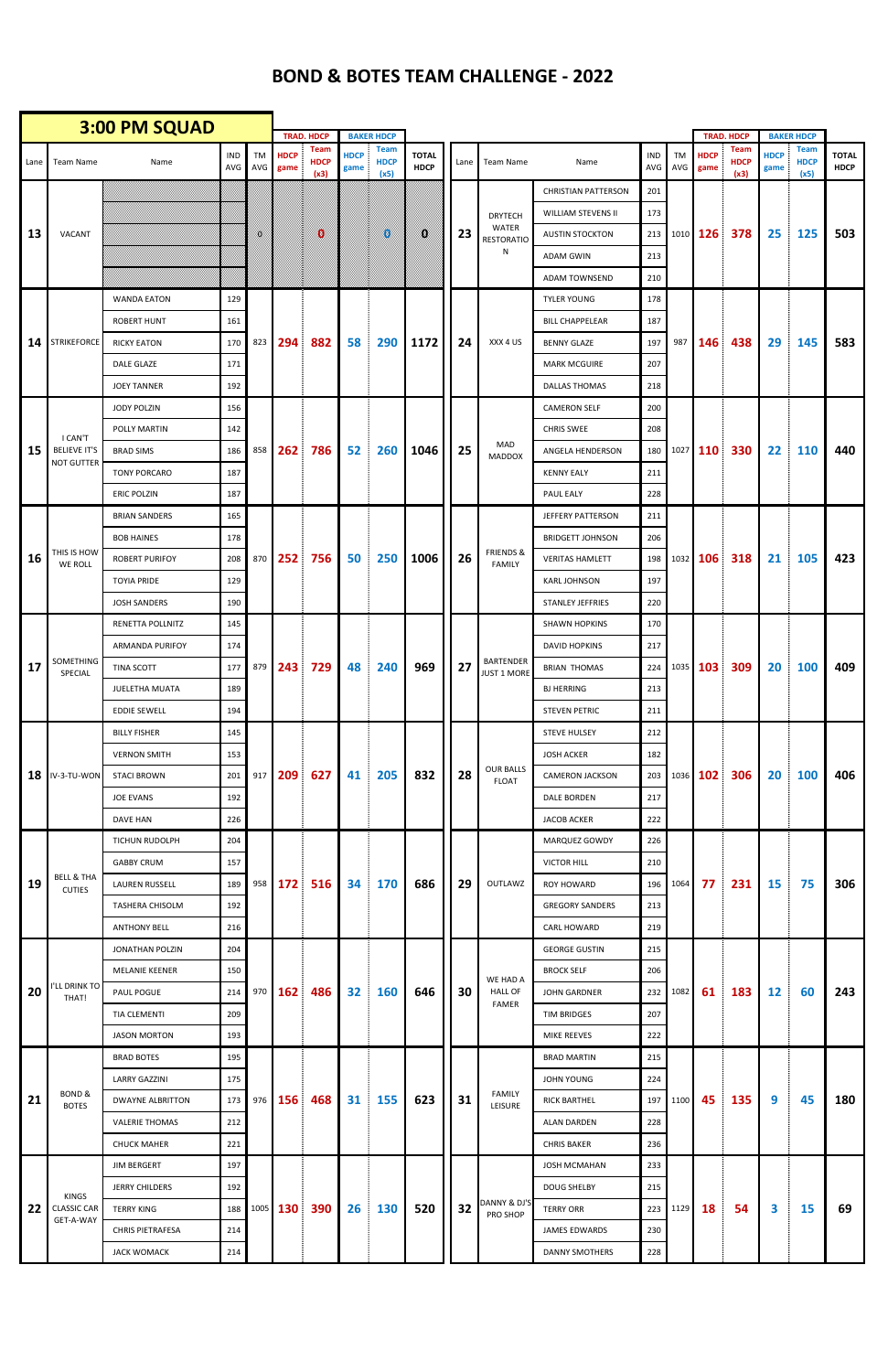# BOND & BOTES TEAM CHALLENGE - 2022

## 3:00 PM SQUAD

| Lane | Team Name | Name | IND AVG | TM AVG | TRAD. HDCP HDCP game | TRAD. HDCP Team HDCP (x3) | BAKER HDCP HDCP game | BAKER HDCP Team HDCP (x5) | TOTAL HDCP |
|---|---|---|---|---|---|---|---|---|---|
| 13 | VACANT | | | 0 | | 0 | | 0 | 0 |
| 14 | STRIKEFORCE | WANDA EATON | 129 | 823 | 294 | 882 | 58 | 290 | 1172 |
| | | ROBERT HUNT | 161 | | | | | | |
| | | RICKY EATON | 170 | | | | | | |
| | | DALE GLAZE | 171 | | | | | | |
| | | JOEY TANNER | 192 | | | | | | |
| 15 | I CAN'T BELIEVE IT'S NOT GUTTER | JODY POLZIN | 156 | 858 | 262 | 786 | 52 | 260 | 1046 |
| | | POLLY MARTIN | 142 | | | | | | |
| | | BRAD SIMS | 186 | | | | | | |
| | | TONY PORCARO | 187 | | | | | | |
| | | ERIC POLZIN | 187 | | | | | | |
| 16 | THIS IS HOW WE ROLL | BRIAN SANDERS | 165 | 870 | 252 | 756 | 50 | 250 | 1006 |
| | | BOB HAINES | 178 | | | | | | |
| | | ROBERT PURIFOY | 208 | | | | | | |
| | | TOYIA PRIDE | 129 | | | | | | |
| | | JOSH SANDERS | 190 | | | | | | |
| 17 | SOMETHING SPECIAL | RENETTA POLLNITZ | 145 | 879 | 243 | 729 | 48 | 240 | 969 |
| | | ARMANDA PURIFOY | 174 | | | | | | |
| | | TINA SCOTT | 177 | | | | | | |
| | | JUELETHA MUATA | 189 | | | | | | |
| | | EDDIE SEWELL | 194 | | | | | | |
| 18 | IV-3-TU-WON | BILLY FISHER | 145 | 917 | 209 | 627 | 41 | 205 | 832 |
| | | VERNON SMITH | 153 | | | | | | |
| | | STACI BROWN | 201 | | | | | | |
| | | JOE EVANS | 192 | | | | | | |
| | | DAVE HAN | 226 | | | | | | |
| 19 | BELL & THA CUTIES | TICHUN RUDOLPH | 204 | 958 | 172 | 516 | 34 | 170 | 686 |
| | | GABBY CRUM | 157 | | | | | | |
| | | LAUREN RUSSELL | 189 | | | | | | |
| | | TASHERA CHISOLM | 192 | | | | | | |
| | | ANTHONY BELL | 216 | | | | | | |
| 20 | I'LL DRINK TO THAT! | JONATHAN POLZIN | 204 | 970 | 162 | 486 | 32 | 160 | 646 |
| | | MELANIE KEENER | 150 | | | | | | |
| | | PAUL POGUE | 214 | | | | | | |
| | | TIA CLEMENTI | 209 | | | | | | |
| | | JASON MORTON | 193 | | | | | | |
| 21 | BOND & BOTES | BRAD BOTES | 195 | 976 | 156 | 468 | 31 | 155 | 623 |
| | | LARRY GAZZINI | 175 | | | | | | |
| | | DWAYNE ALBRITTON | 173 | | | | | | |
| | | VALERIE THOMAS | 212 | | | | | | |
| | | CHUCK MAHER | 221 | | | | | | |
| 22 | KINGS CLASSIC CAR GET-A-WAY | JIM BERGERT | 197 | 1005 | 130 | 390 | 26 | 130 | 520 |
| | | JERRY CHILDERS | 192 | | | | | | |
| | | TERRY KING | 188 | | | | | | |
| | | CHRIS PIETRAFESA | 214 | | | | | | |
| | | JACK WOMACK | 214 | | | | | | |
| 23 | DRYTECH WATER RESTORATION | CHRISTIAN PATTERSON | 201 | 1010 | 126 | 378 | 25 | 125 | 503 |
| | | WILLIAM STEVENS II | 173 | | | | | | |
| | | AUSTIN STOCKTON | 213 | | | | | | |
| | | ADAM GWIN | 213 | | | | | | |
| | | ADAM TOWNSEND | 210 | | | | | | |
| 24 | XXX 4 US | TYLER YOUNG | 178 | 987 | 146 | 438 | 29 | 145 | 583 |
| | | BILL CHAPPELEAR | 187 | | | | | | |
| | | BENNY GLAZE | 197 | | | | | | |
| | | MARK MCGUIRE | 207 | | | | | | |
| | | DALLAS THOMAS | 218 | | | | | | |
| 25 | MAD MADDOX | CAMERON SELF | 200 | 1027 | 110 | 330 | 22 | 110 | 440 |
| | | CHRIS SWEE | 208 | | | | | | |
| | | ANGELA HENDERSON | 180 | | | | | | |
| | | KENNY EALY | 211 | | | | | | |
| | | PAUL EALY | 228 | | | | | | |
| 26 | FRIENDS & FAMILY | JEFFERY PATTERSON | 211 | 1032 | 106 | 318 | 21 | 105 | 423 |
| | | BRIDGETT JOHNSON | 206 | | | | | | |
| | | VERITAS HAMLETT | 198 | | | | | | |
| | | KARL JOHNSON | 197 | | | | | | |
| | | STANLEY JEFFRIES | 220 | | | | | | |
| 27 | BARTENDER JUST 1 MORE | SHAWN HOPKINS | 170 | 1035 | 103 | 309 | 20 | 100 | 409 |
| | | DAVID HOPKINS | 217 | | | | | | |
| | | BRIAN THOMAS | 224 | | | | | | |
| | | BJ HERRING | 213 | | | | | | |
| | | STEVEN PETRIC | 211 | | | | | | |
| 28 | OUR BALLS FLOAT | STEVE HULSEY | 212 | 1036 | 102 | 306 | 20 | 100 | 406 |
| | | JOSH ACKER | 182 | | | | | | |
| | | CAMERON JACKSON | 203 | | | | | | |
| | | DALE BORDEN | 217 | | | | | | |
| | | JACOB ACKER | 222 | | | | | | |
| 29 | OUTLAWZ | MARQUEZ GOWDY | 226 | 1064 | 77 | 231 | 15 | 75 | 306 |
| | | VICTOR HILL | 210 | | | | | | |
| | | ROY HOWARD | 196 | | | | | | |
| | | GREGORY SANDERS | 213 | | | | | | |
| | | CARL HOWARD | 219 | | | | | | |
| 30 | WE HAD A HALL OF FAMER | GEORGE GUSTIN | 215 | 1082 | 61 | 183 | 12 | 60 | 243 |
| | | BROCK SELF | 206 | | | | | | |
| | | JOHN GARDNER | 232 | | | | | | |
| | | TIM BRIDGES | 207 | | | | | | |
| | | MIKE REEVES | 222 | | | | | | |
| 31 | FAMILY LEISURE | BRAD MARTIN | 215 | 1100 | 45 | 135 | 9 | 45 | 180 |
| | | JOHN YOUNG | 224 | | | | | | |
| | | RICK BARTHEL | 197 | | | | | | |
| | | ALAN DARDEN | 228 | | | | | | |
| | | CHRIS BAKER | 236 | | | | | | |
| 32 | DANNY & DJ'S PRO SHOP | JOSH MCMAHAN | 233 | 1129 | 18 | 54 | 3 | 15 | 69 |
| | | DOUG SHELBY | 215 | | | | | | |
| | | TERRY ORR | 223 | | | | | | |
| | | JAMES EDWARDS | 230 | | | | | | |
| | | DANNY SMOTHERS | 228 | | | | | | |